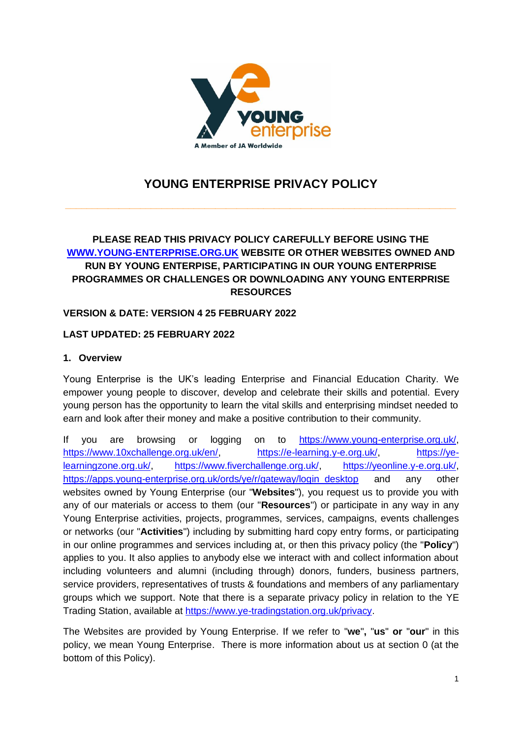# YOUNG ENTERPRISE PRIVACY POLICY

**PLEASE READ THIS PRIVACY POLICY CAREFULLY BEFORE USING THE [WWW.YOUNG-ENTERPRISE.ORG.UK](http://www.young-enterprise.org.uk) WEBSITE OR OTHER WEBSITES OWNED AND RUN BY YOUNG ENTERPRISE, PARTICIPATING IN OUR YOUNG ENTERPRISE PROGRAMMES OR CHALLENGES OR DOWNLOADING ANY YOUNG ENTERPRISE RESOURCES**

**VERSION & DATE: VERSION 4 25 FEBRUARY 2022**

**LAST UPDATED: 25 FEBRUARY 2022**

## 1. Overview

Young Enterprise is the UK's leading Enterprise and Financial Education Charity. We empower young people to discover, develop and celebrate their skills and potential. Every young person has the opportunity to learn the vital skills and enterprising mindset needed to earn and look after their money and make a positive contribution to their community.

If you are browsing or logging on to https://www.young-enterprise.org.uk/, https://www.10xchallenge.org.uk/en/, https://e-learning.y-e.org.uk/, https://ye-learningzone.org.uk/, https://www.fiverchallenge.org.uk/, https://yeonline.y-e.org.uk/, https://apps.young-enterprise.org.uk/ords/ye/r/gateway/login_desktop and any other websites owned by Young Enterprise (our "**Websites**"), you request us to provide you with any of our materials or access to them (our "**Resources**") or participate in any way in any Young Enterprise activities, projects, programmes, services, campaigns, events challenges or networks (our "**Activities**") including by submitting hard copy entry forms, or participating in our online programmes and services including at, or then this privacy policy (the "**Policy**") applies to you. It also applies to anybody else we interact with and collect information about including volunteers and alumni (including through) donors, funders, business partners, service providers, representatives of trusts & foundations and members of any parliamentary groups which we support. Note that there is a separate privacy policy in relation to the YE Trading Station, available at https://www.ye-tradingstation.org.uk/privacy.

The Websites are provided by Young Enterprise. If we refer to "**we**", "**us**" **or** "**our**" in this policy, we mean Young Enterprise. There is more information about us at section 0 (at the bottom of this Policy).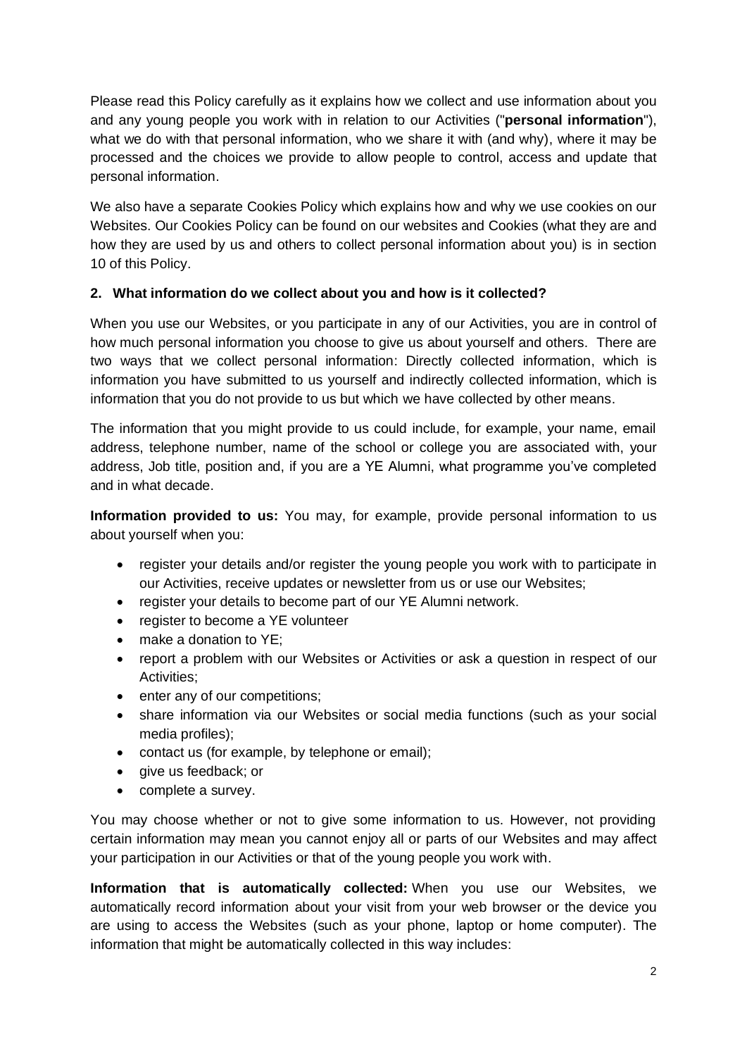Please read this Policy carefully as it explains how we collect and use information about you and any young people you work with in relation to our Activities ("**personal information**"), what we do with that personal information, who we share it with (and why), where it may be processed and the choices we provide to allow people to control, access and update that personal information.

We also have a separate Cookies Policy which explains how and why we use cookies on our Websites. Our Cookies Policy can be found on our websites and Cookies (what they are and how they are used by us and others to collect personal information about you) is in section 10 of this Policy.

## 2. What information do we collect about you and how is it collected?

When you use our Websites, or you participate in any of our Activities, you are in control of how much personal information you choose to give us about yourself and others. There are two ways that we collect personal information: Directly collected information, which is information you have submitted to us yourself and indirectly collected information, which is information that you do not provide to us but which we have collected by other means.

The information that you might provide to us could include, for example, your name, email address, telephone number, name of the school or college you are associated with, your address, Job title, position and, if you are a YE Alumni, what programme you've completed and in what decade.

**Information provided to us:** You may, for example, provide personal information to us about yourself when you:

- register your details and/or register the young people you work with to participate in our Activities, receive updates or newsletter from us or use our Websites;
- register your details to become part of our YE Alumni network.
- register to become a YE volunteer
- make a donation to YE;
- report a problem with our Websites or Activities or ask a question in respect of our Activities;
- enter any of our competitions;
- share information via our Websites or social media functions (such as your social media profiles);
- contact us (for example, by telephone or email);
- give us feedback; or
- complete a survey.

You may choose whether or not to give some information to us. However, not providing certain information may mean you cannot enjoy all or parts of our Websites and may affect your participation in our Activities or that of the young people you work with.

**Information that is automatically collected:** When you use our Websites, we automatically record information about your visit from your web browser or the device you are using to access the Websites (such as your phone, laptop or home computer). The information that might be automatically collected in this way includes: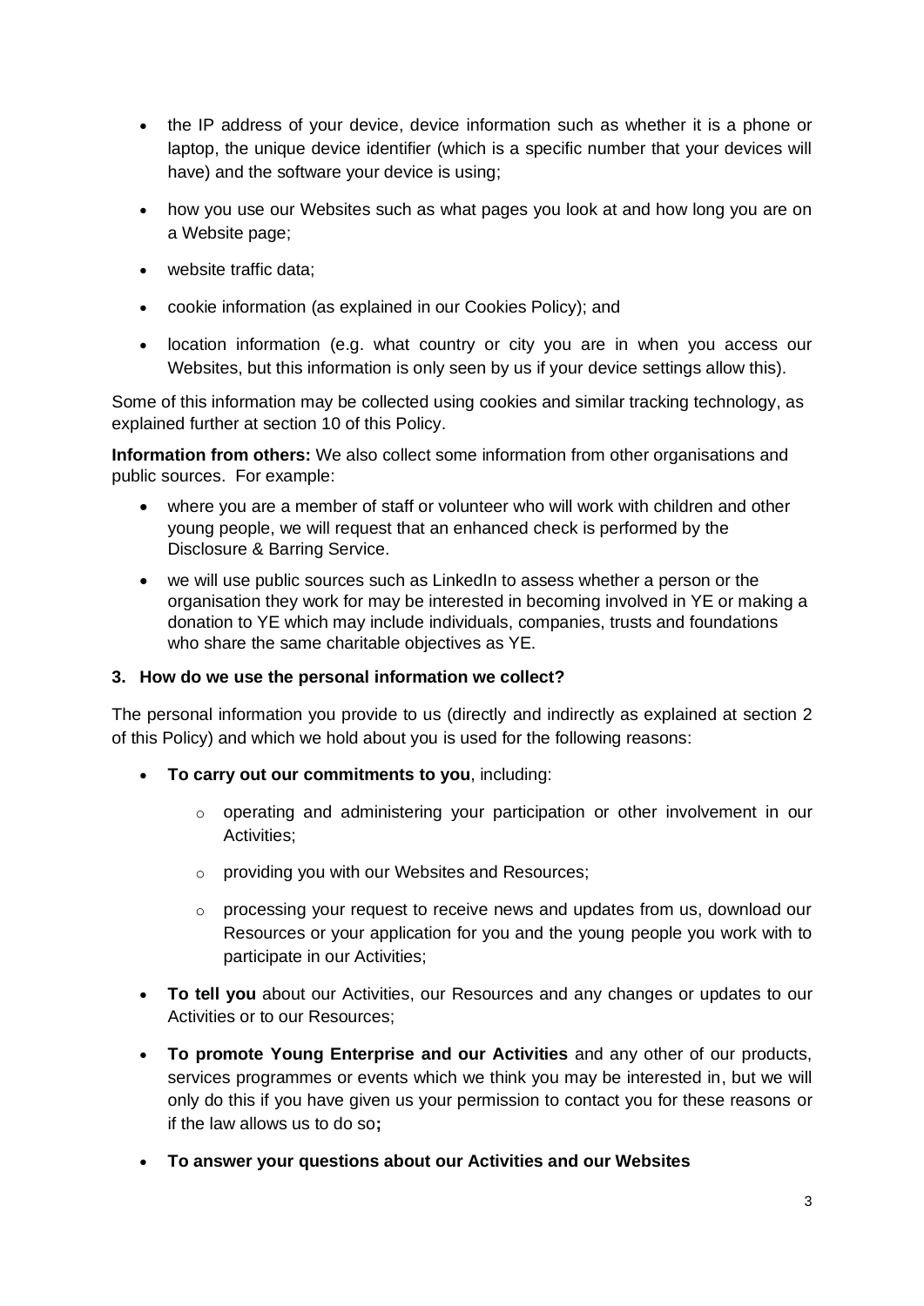- the IP address of your device, device information such as whether it is a phone or laptop, the unique device identifier (which is a specific number that your devices will have) and the software your device is using;
- how you use our Websites such as what pages you look at and how long you are on a Website page;
- website traffic data;
- cookie information (as explained in our Cookies Policy); and
- location information (e.g. what country or city you are in when you access our Websites, but this information is only seen by us if your device settings allow this).

Some of this information may be collected using cookies and similar tracking technology, as explained further at section 10 of this Policy.

**Information from others:** We also collect some information from other organisations and public sources. For example:

- where you are a member of staff or volunteer who will work with children and other young people, we will request that an enhanced check is performed by the Disclosure & Barring Service.
- we will use public sources such as LinkedIn to assess whether a person or the organisation they work for may be interested in becoming involved in YE or making a donation to YE which may include individuals, companies, trusts and foundations who share the same charitable objectives as YE.

**3. How do we use the personal information we collect?**

The personal information you provide to us (directly and indirectly as explained at section 2 of this Policy) and which we hold about you is used for the following reasons:

- **To carry out our commitments to you**, including:
  - operating and administering your participation or other involvement in our Activities;
  - providing you with our Websites and Resources;
  - processing your request to receive news and updates from us, download our Resources or your application for you and the young people you work with to participate in our Activities;
- **To tell you** about our Activities, our Resources and any changes or updates to our Activities or to our Resources;
- **To promote Young Enterprise and our Activities** and any other of our products, services programmes or events which we think you may be interested in, but we will only do this if you have given us your permission to contact you for these reasons or if the law allows us to do so**;**
- **To answer your questions about our Activities and our Websites**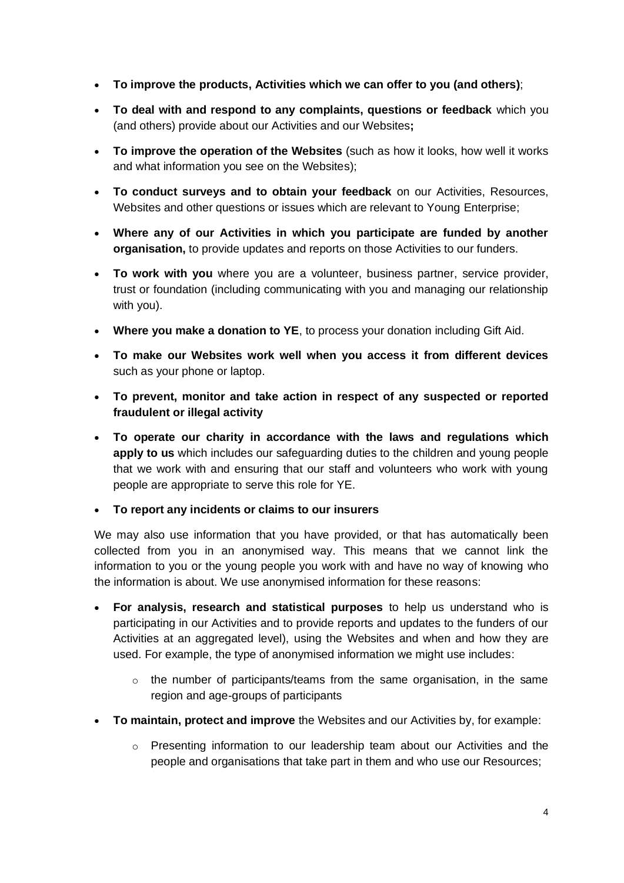- **To improve the products, Activities which we can offer to you (and others)**;
- **To deal with and respond to any complaints, questions or feedback** which you (and others) provide about our Activities and our Websites**;**
- **To improve the operation of the Websites** (such as how it looks, how well it works and what information you see on the Websites);
- **To conduct surveys and to obtain your feedback** on our Activities, Resources, Websites and other questions or issues which are relevant to Young Enterprise;
- **Where any of our Activities in which you participate are funded by another organisation,** to provide updates and reports on those Activities to our funders.
- **To work with you** where you are a volunteer, business partner, service provider, trust or foundation (including communicating with you and managing our relationship with you).
- **Where you make a donation to YE**, to process your donation including Gift Aid.
- **To make our Websites work well when you access it from different devices** such as your phone or laptop.
- **To prevent, monitor and take action in respect of any suspected or reported fraudulent or illegal activity**
- **To operate our charity in accordance with the laws and regulations which apply to us** which includes our safeguarding duties to the children and young people that we work with and ensuring that our staff and volunteers who work with young people are appropriate to serve this role for YE.
- **To report any incidents or claims to our insurers**

We may also use information that you have provided, or that has automatically been collected from you in an anonymised way. This means that we cannot link the information to you or the young people you work with and have no way of knowing who the information is about. We use anonymised information for these reasons:

- **For analysis, research and statistical purposes** to help us understand who is participating in our Activities and to provide reports and updates to the funders of our Activities at an aggregated level), using the Websites and when and how they are used. For example, the type of anonymised information we might use includes:
  - the number of participants/teams from the same organisation, in the same region and age-groups of participants
- **To maintain, protect and improve** the Websites and our Activities by, for example:
  - Presenting information to our leadership team about our Activities and the people and organisations that take part in them and who use our Resources;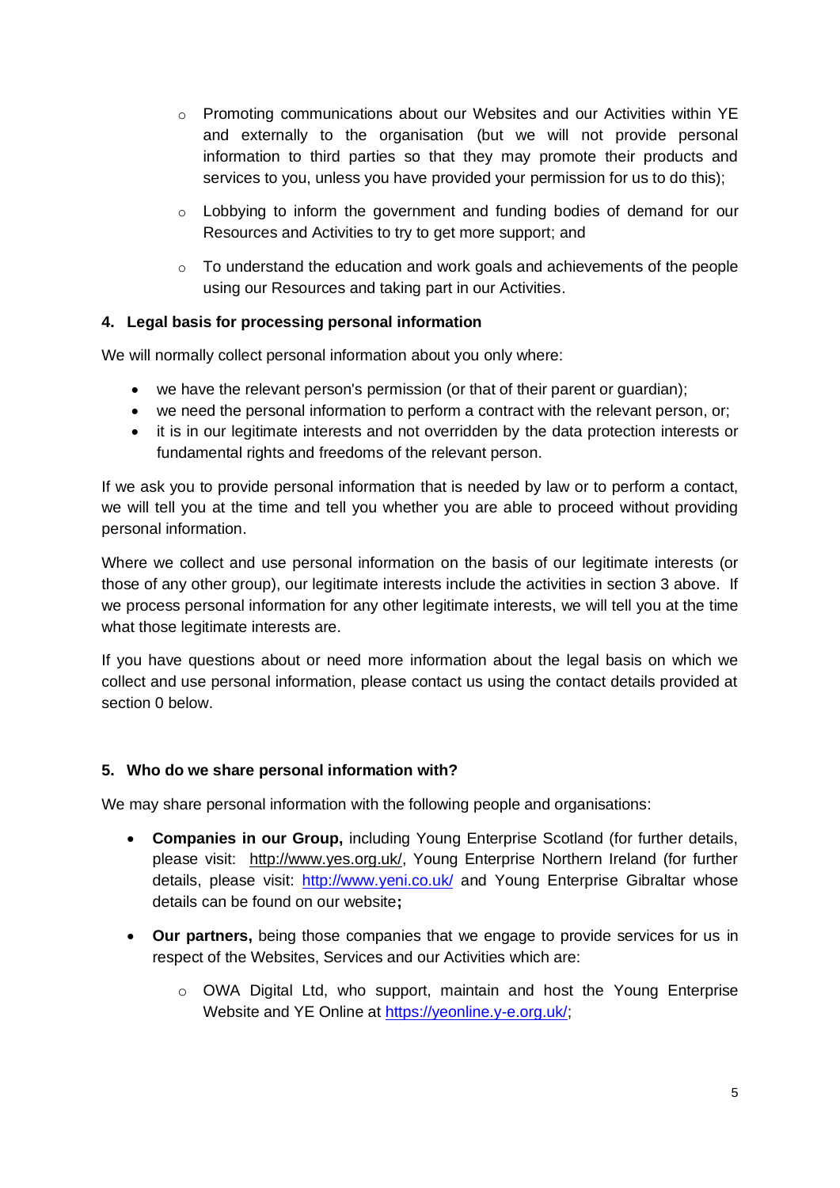- Promoting communications about our Websites and our Activities within YE and externally to the organisation (but we will not provide personal information to third parties so that they may promote their products and services to you, unless you have provided your permission for us to do this);
- Lobbying to inform the government and funding bodies of demand for our Resources and Activities to try to get more support; and
- To understand the education and work goals and achievements of the people using our Resources and taking part in our Activities.

## 4. Legal basis for processing personal information

We will normally collect personal information about you only where:

- we have the relevant person's permission (or that of their parent or guardian);
- we need the personal information to perform a contract with the relevant person, or;
- it is in our legitimate interests and not overridden by the data protection interests or fundamental rights and freedoms of the relevant person.

If we ask you to provide personal information that is needed by law or to perform a contact, we will tell you at the time and tell you whether you are able to proceed without providing personal information.

Where we collect and use personal information on the basis of our legitimate interests (or those of any other group), our legitimate interests include the activities in section 3 above. If we process personal information for any other legitimate interests, we will tell you at the time what those legitimate interests are.

If you have questions about or need more information about the legal basis on which we collect and use personal information, please contact us using the contact details provided at section 0 below.

## 5. Who do we share personal information with?

We may share personal information with the following people and organisations:

- **Companies in our Group,** including Young Enterprise Scotland (for further details, please visit: http://www.yes.org.uk/, Young Enterprise Northern Ireland (for further details, please visit: http://www.yeni.co.uk/ and Young Enterprise Gibraltar whose details can be found on our website**;**
- **Our partners,** being those companies that we engage to provide services for us in respect of the Websites, Services and our Activities which are:
  - OWA Digital Ltd, who support, maintain and host the Young Enterprise Website and YE Online at https://yeonline.y-e.org.uk/;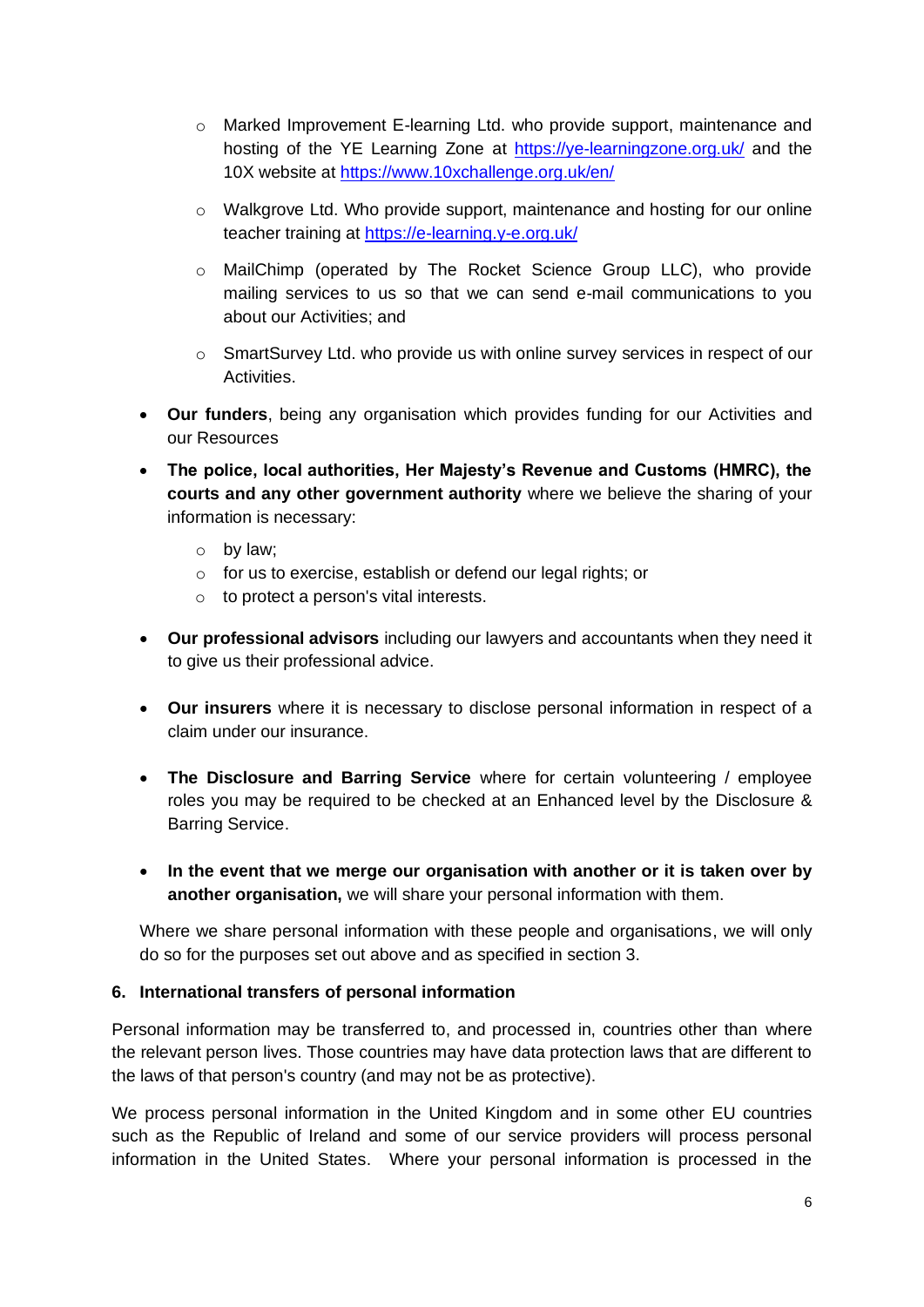- Marked Improvement E-learning Ltd. who provide support, maintenance and hosting of the YE Learning Zone at https://ye-learningzone.org.uk/ and the 10X website at https://www.10xchallenge.org.uk/en/

  - Walkgrove Ltd. Who provide support, maintenance and hosting for our online teacher training at https://e-learning.y-e.org.uk/

  - MailChimp (operated by The Rocket Science Group LLC), who provide mailing services to us so that we can send e-mail communications to you about our Activities; and

  - SmartSurvey Ltd. who provide us with online survey services in respect of our Activities.

- **Our funders**, being any organisation which provides funding for our Activities and our Resources

- **The police, local authorities, Her Majesty's Revenue and Customs (HMRC), the courts and any other government authority** where we believe the sharing of your information is necessary:

  - by law;
  - for us to exercise, establish or defend our legal rights; or
  - to protect a person's vital interests.

- **Our professional advisors** including our lawyers and accountants when they need it to give us their professional advice.

- **Our insurers** where it is necessary to disclose personal information in respect of a claim under our insurance.

- **The Disclosure and Barring Service** where for certain volunteering / employee roles you may be required to be checked at an Enhanced level by the Disclosure & Barring Service.

- **In the event that we merge our organisation with another or it is taken over by another organisation,** we will share your personal information with them.

Where we share personal information with these people and organisations, we will only do so for the purposes set out above and as specified in section 3.

## 6. International transfers of personal information

Personal information may be transferred to, and processed in, countries other than where the relevant person lives. Those countries may have data protection laws that are different to the laws of that person's country (and may not be as protective).

We process personal information in the United Kingdom and in some other EU countries such as the Republic of Ireland and some of our service providers will process personal information in the United States. Where your personal information is processed in the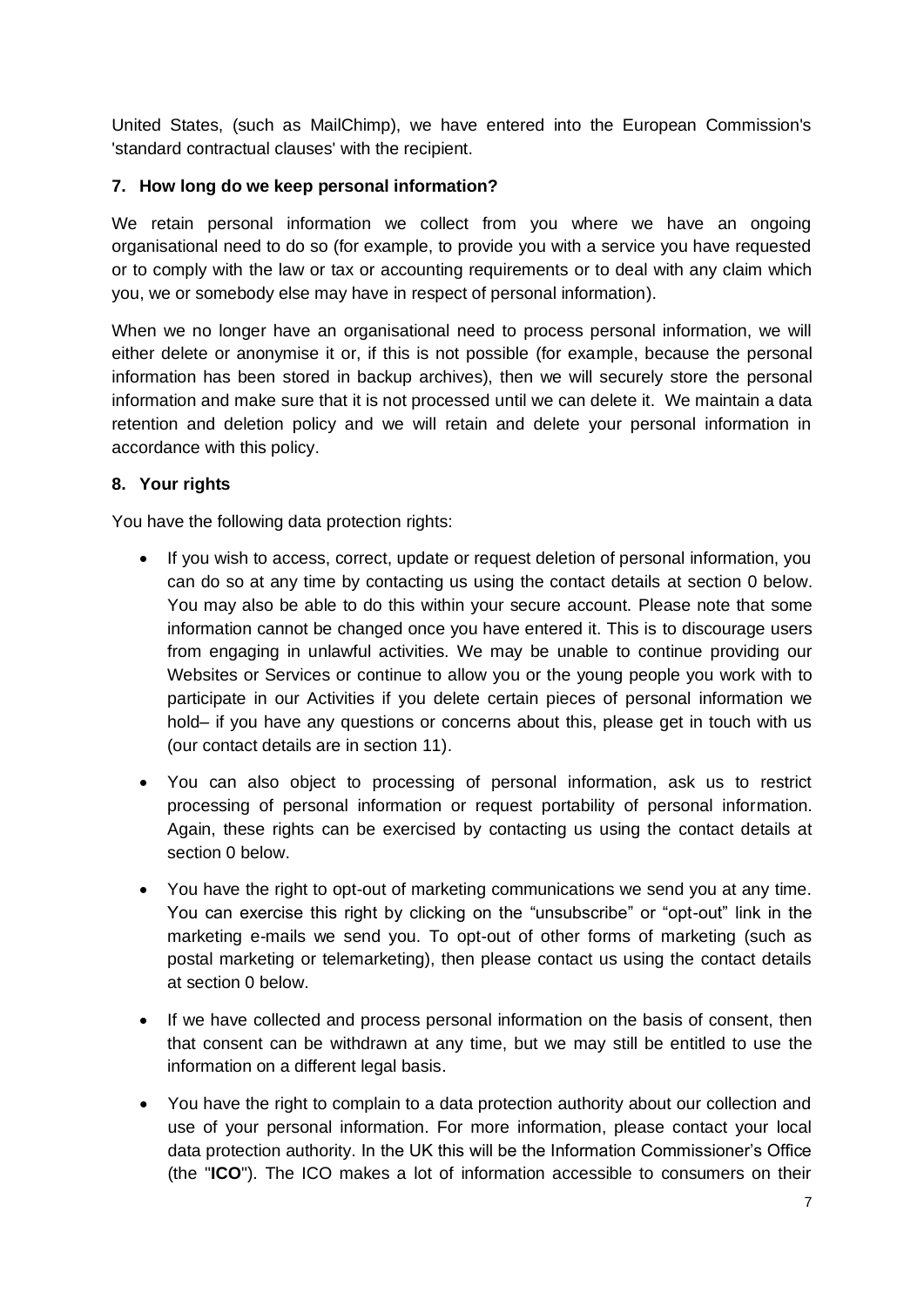United States, (such as MailChimp), we have entered into the European Commission's 'standard contractual clauses' with the recipient.

## 7. How long do we keep personal information?

We retain personal information we collect from you where we have an ongoing organisational need to do so (for example, to provide you with a service you have requested or to comply with the law or tax or accounting requirements or to deal with any claim which you, we or somebody else may have in respect of personal information).

When we no longer have an organisational need to process personal information, we will either delete or anonymise it or, if this is not possible (for example, because the personal information has been stored in backup archives), then we will securely store the personal information and make sure that it is not processed until we can delete it. We maintain a data retention and deletion policy and we will retain and delete your personal information in accordance with this policy.

## 8. Your rights

You have the following data protection rights:

- If you wish to access, correct, update or request deletion of personal information, you can do so at any time by contacting us using the contact details at section 0 below. You may also be able to do this within your secure account. Please note that some information cannot be changed once you have entered it. This is to discourage users from engaging in unlawful activities. We may be unable to continue providing our Websites or Services or continue to allow you or the young people you work with to participate in our Activities if you delete certain pieces of personal information we hold– if you have any questions or concerns about this, please get in touch with us (our contact details are in section 11).
- You can also object to processing of personal information, ask us to restrict processing of personal information or request portability of personal information. Again, these rights can be exercised by contacting us using the contact details at section 0 below.
- You have the right to opt-out of marketing communications we send you at any time. You can exercise this right by clicking on the "unsubscribe" or "opt-out" link in the marketing e-mails we send you. To opt-out of other forms of marketing (such as postal marketing or telemarketing), then please contact us using the contact details at section 0 below.
- If we have collected and process personal information on the basis of consent, then that consent can be withdrawn at any time, but we may still be entitled to use the information on a different legal basis.
- You have the right to complain to a data protection authority about our collection and use of your personal information. For more information, please contact your local data protection authority. In the UK this will be the Information Commissioner's Office (the "**ICO**"). The ICO makes a lot of information accessible to consumers on their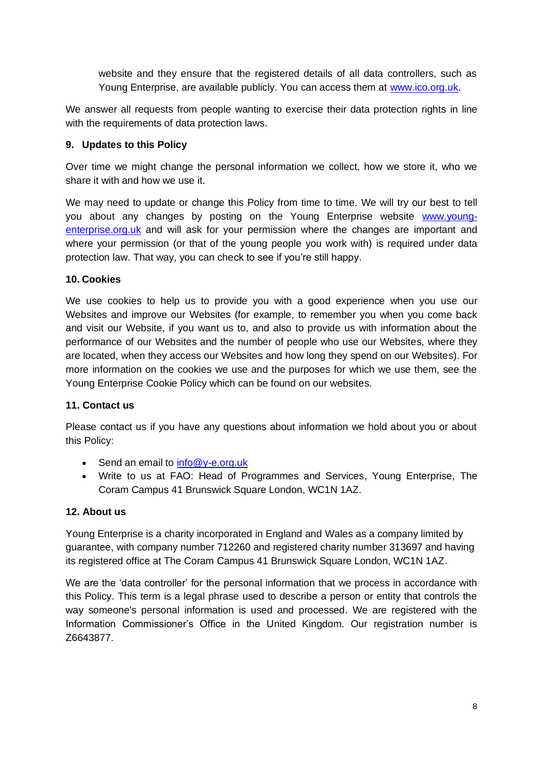website and they ensure that the registered details of all data controllers, such as Young Enterprise, are available publicly. You can access them at www.ico.org.uk.

We answer all requests from people wanting to exercise their data protection rights in line with the requirements of data protection laws.

### 9. Updates to this Policy

Over time we might change the personal information we collect, how we store it, who we share it with and how we use it.

We may need to update or change this Policy from time to time. We will try our best to tell you about any changes by posting on the Young Enterprise website www.young-enterprise.org.uk and will ask for your permission where the changes are important and where your permission (or that of the young people you work with) is required under data protection law. That way, you can check to see if you're still happy.

### 10. Cookies

We use cookies to help us to provide you with a good experience when you use our Websites and improve our Websites (for example, to remember you when you come back and visit our Website, if you want us to, and also to provide us with information about the performance of our Websites and the number of people who use our Websites, where they are located, when they access our Websites and how long they spend on our Websites). For more information on the cookies we use and the purposes for which we use them, see the Young Enterprise Cookie Policy which can be found on our websites.

### 11. Contact us

Please contact us if you have any questions about information we hold about you or about this Policy:

- Send an email to info@y-e.org.uk
- Write to us at FAO: Head of Programmes and Services, Young Enterprise, The Coram Campus 41 Brunswick Square London, WC1N 1AZ.

### 12. About us

Young Enterprise is a charity incorporated in England and Wales as a company limited by guarantee, with company number 712260 and registered charity number 313697 and having its registered office at The Coram Campus 41 Brunswick Square London, WC1N 1AZ.

We are the 'data controller' for the personal information that we process in accordance with this Policy. This term is a legal phrase used to describe a person or entity that controls the way someone's personal information is used and processed. We are registered with the Information Commissioner's Office in the United Kingdom. Our registration number is Z6643877.